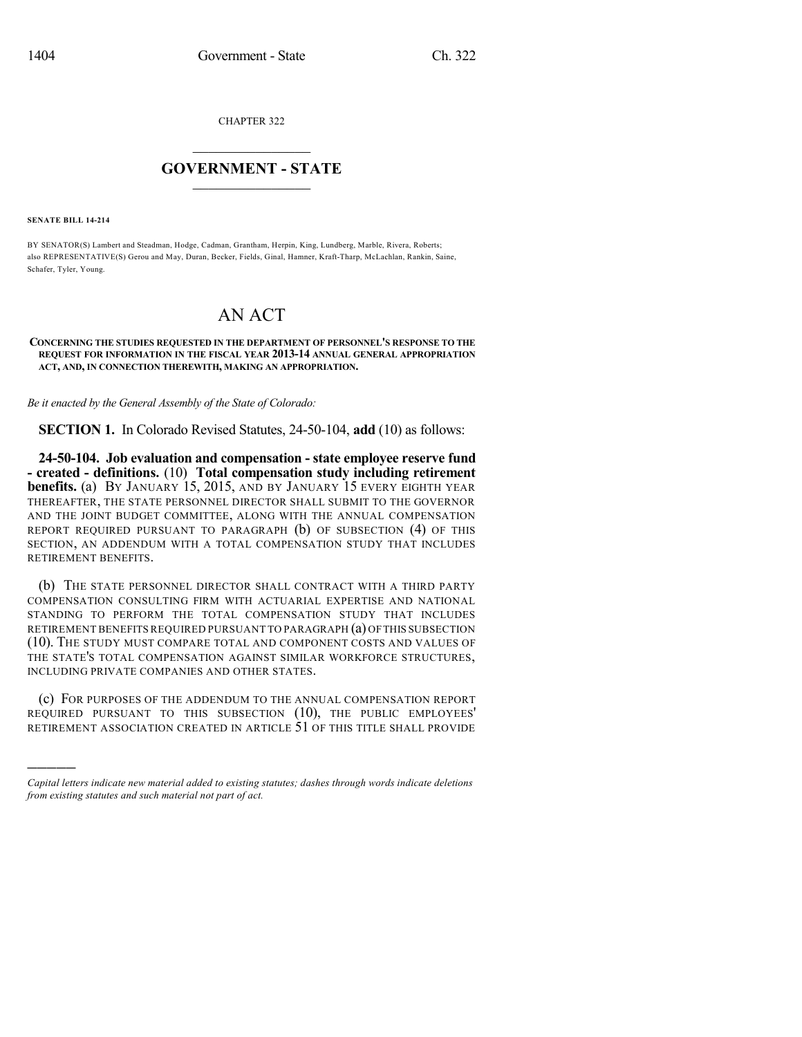CHAPTER 322

# GOVERNMENT - STATE

**SENATE BILL 14-214**

BY SENATOR(S) Lambert and Steadman, Hodge, Cadman, Grantham, Herpin, King, Lundberg, Marble, Rivera, Roberts; also REPRESENTATIVE(S) Gerou and May, Duran, Becker, Fields, Ginal, Hamner, Kraft-Tharp, McLachlan, Rankin, Saine, Schafer, Tyler, Young.

# AN ACT

**CONCERNING THE STUDIES REQUESTED IN THE DEPARTMENT OF PERSONNEL'S RESPONSE TO THE REQUEST FOR INFORMATION IN THE FISCAL YEAR 2013-14 ANNUAL GENERAL APPROPRIATION ACT, AND, IN CONNECTION THEREWITH, MAKING AN APPROPRIATION.**

*Be it enacted by the General Assembly of the State of Colorado:*

**SECTION 1.** In Colorado Revised Statutes, 24-50-104, **add** (10) as follows:

**24-50-104. Job evaluation and compensation - state employee reserve fund - created - definitions.** (10) **Total compensation study including retirement benefits.** (a) BY JANUARY 15, 2015, AND BY JANUARY 15 EVERY EIGHTH YEAR THEREAFTER, THE STATE PERSONNEL DIRECTOR SHALL SUBMIT TO THE GOVERNOR AND THE JOINT BUDGET COMMITTEE, ALONG WITH THE ANNUAL COMPENSATION REPORT REQUIRED PURSUANT TO PARAGRAPH (b) OF SUBSECTION (4) OF THIS SECTION, AN ADDENDUM WITH A TOTAL COMPENSATION STUDY THAT INCLUDES RETIREMENT BENEFITS.

(b) THE STATE PERSONNEL DIRECTOR SHALL CONTRACT WITH A THIRD PARTY COMPENSATION CONSULTING FIRM WITH ACTUARIAL EXPERTISE AND NATIONAL STANDING TO PERFORM THE TOTAL COMPENSATION STUDY THAT INCLUDES RETIREMENT BENEFITS REQUIRED PURSUANT TO PARAGRAPH (a) OF THIS SUBSECTION (10). THE STUDY MUST COMPARE TOTAL AND COMPONENT COSTS AND VALUES OF THE STATE'S TOTAL COMPENSATION AGAINST SIMILAR WORKFORCE STRUCTURES, INCLUDING PRIVATE COMPANIES AND OTHER STATES.

(c) FOR PURPOSES OF THE ADDENDUM TO THE ANNUAL COMPENSATION REPORT REQUIRED PURSUANT TO THIS SUBSECTION (10), THE PUBLIC EMPLOYEES' RETIREMENT ASSOCIATION CREATED IN ARTICLE 51 OF THIS TITLE SHALL PROVIDE

---

*Capital letters indicate new material added to existing statutes; dashes through words indicate deletions from existing statutes and such material not part of act.*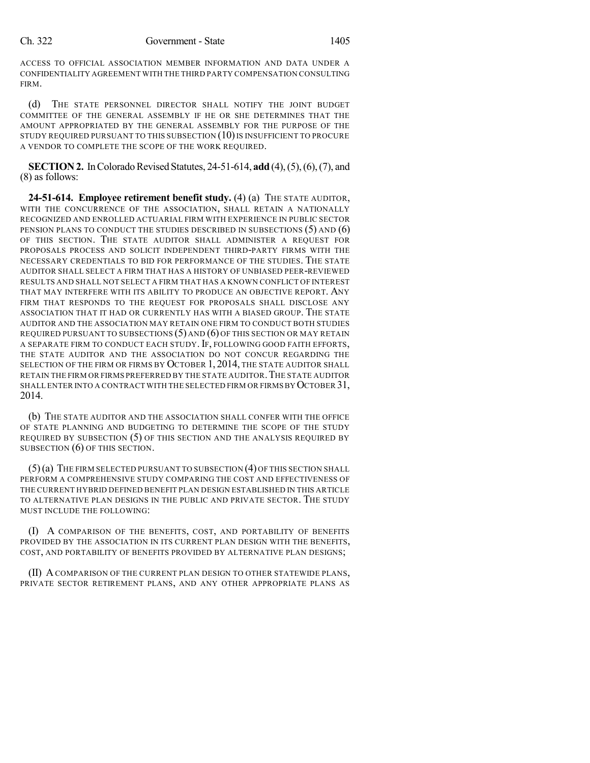ACCESS TO OFFICIAL ASSOCIATION MEMBER INFORMATION AND DATA UNDER A CONFIDENTIALITY AGREEMENT WITH THE THIRD PARTY COMPENSATION CONSULTING FIRM.

(d) THE STATE PERSONNEL DIRECTOR SHALL NOTIFY THE JOINT BUDGET COMMITTEE OF THE GENERAL ASSEMBLY IF HE OR SHE DETERMINES THAT THE AMOUNT APPROPRIATED BY THE GENERAL ASSEMBLY FOR THE PURPOSE OF THE STUDY REQUIRED PURSUANT TO THIS SUBSECTION (10) IS INSUFFICIENT TO PROCURE A VENDOR TO COMPLETE THE SCOPE OF THE WORK REQUIRED.

**SECTION 2.** In Colorado Revised Statutes, 24-51-614, **add** (4), (5), (6), (7), and (8) as follows:

**24-51-614. Employee retirement benefit study.** (4) (a) THE STATE AUDITOR, WITH THE CONCURRENCE OF THE ASSOCIATION, SHALL RETAIN A NATIONALLY RECOGNIZED AND ENROLLED ACTUARIAL FIRM WITH EXPERIENCE IN PUBLIC SECTOR PENSION PLANS TO CONDUCT THE STUDIES DESCRIBED IN SUBSECTIONS (5) AND (6) OF THIS SECTION. THE STATE AUDITOR SHALL ADMINISTER A REQUEST FOR PROPOSALS PROCESS AND SOLICIT INDEPENDENT THIRD-PARTY FIRMS WITH THE NECESSARY CREDENTIALS TO BID FOR PERFORMANCE OF THE STUDIES. THE STATE AUDITOR SHALL SELECT A FIRM THAT HAS A HISTORY OF UNBIASED PEER-REVIEWED RESULTS AND SHALL NOT SELECT A FIRM THAT HAS A KNOWN CONFLICT OF INTEREST THAT MAY INTERFERE WITH ITS ABILITY TO PRODUCE AN OBJECTIVE REPORT. ANY FIRM THAT RESPONDS TO THE REQUEST FOR PROPOSALS SHALL DISCLOSE ANY ASSOCIATION THAT IT HAD OR CURRENTLY HAS WITH A BIASED GROUP. THE STATE AUDITOR AND THE ASSOCIATION MAY RETAIN ONE FIRM TO CONDUCT BOTH STUDIES REQUIRED PURSUANT TO SUBSECTIONS (5) AND (6) OF THIS SECTION OR MAY RETAIN A SEPARATE FIRM TO CONDUCT EACH STUDY. IF, FOLLOWING GOOD FAITH EFFORTS, THE STATE AUDITOR AND THE ASSOCIATION DO NOT CONCUR REGARDING THE SELECTION OF THE FIRM OR FIRMS BY OCTOBER 1, 2014, THE STATE AUDITOR SHALL RETAIN THE FIRM OR FIRMS PREFERRED BY THE STATE AUDITOR. THE STATE AUDITOR SHALL ENTER INTO A CONTRACT WITH THE SELECTED FIRM OR FIRMS BY OCTOBER 31, 2014.

(b) THE STATE AUDITOR AND THE ASSOCIATION SHALL CONFER WITH THE OFFICE OF STATE PLANNING AND BUDGETING TO DETERMINE THE SCOPE OF THE STUDY REQUIRED BY SUBSECTION (5) OF THIS SECTION AND THE ANALYSIS REQUIRED BY SUBSECTION (6) OF THIS SECTION.

(5) (a) THE FIRM SELECTED PURSUANT TO SUBSECTION (4) OF THIS SECTION SHALL PERFORM A COMPREHENSIVE STUDY COMPARING THE COST AND EFFECTIVENESS OF THE CURRENT HYBRID DEFINED BENEFIT PLAN DESIGN ESTABLISHED IN THIS ARTICLE TO ALTERNATIVE PLAN DESIGNS IN THE PUBLIC AND PRIVATE SECTOR. THE STUDY MUST INCLUDE THE FOLLOWING:

(I) A COMPARISON OF THE BENEFITS, COST, AND PORTABILITY OF BENEFITS PROVIDED BY THE ASSOCIATION IN ITS CURRENT PLAN DESIGN WITH THE BENEFITS, COST, AND PORTABILITY OF BENEFITS PROVIDED BY ALTERNATIVE PLAN DESIGNS;

(II) A COMPARISON OF THE CURRENT PLAN DESIGN TO OTHER STATEWIDE PLANS, PRIVATE SECTOR RETIREMENT PLANS, AND ANY OTHER APPROPRIATE PLANS AS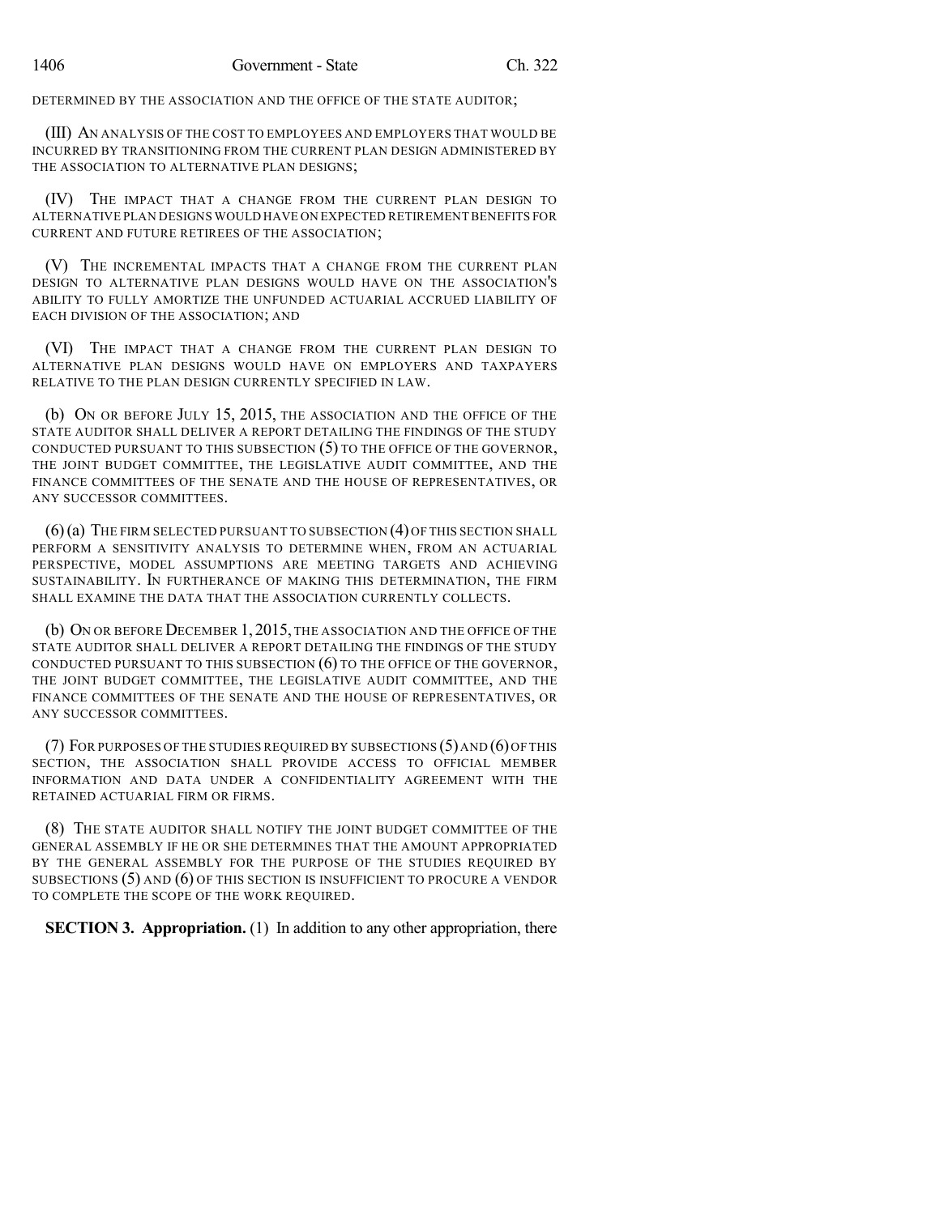DETERMINED BY THE ASSOCIATION AND THE OFFICE OF THE STATE AUDITOR;

(III) AN ANALYSIS OF THE COST TO EMPLOYEES AND EMPLOYERS THAT WOULD BE INCURRED BY TRANSITIONING FROM THE CURRENT PLAN DESIGN ADMINISTERED BY THE ASSOCIATION TO ALTERNATIVE PLAN DESIGNS;

(IV) THE IMPACT THAT A CHANGE FROM THE CURRENT PLAN DESIGN TO ALTERNATIVE PLAN DESIGNS WOULD HAVE ON EXPECTED RETIREMENT BENEFITS FOR CURRENT AND FUTURE RETIREES OF THE ASSOCIATION;

(V) THE INCREMENTAL IMPACTS THAT A CHANGE FROM THE CURRENT PLAN DESIGN TO ALTERNATIVE PLAN DESIGNS WOULD HAVE ON THE ASSOCIATION'S ABILITY TO FULLY AMORTIZE THE UNFUNDED ACTUARIAL ACCRUED LIABILITY OF EACH DIVISION OF THE ASSOCIATION; AND

(VI) THE IMPACT THAT A CHANGE FROM THE CURRENT PLAN DESIGN TO ALTERNATIVE PLAN DESIGNS WOULD HAVE ON EMPLOYERS AND TAXPAYERS RELATIVE TO THE PLAN DESIGN CURRENTLY SPECIFIED IN LAW.

(b) ON OR BEFORE JULY 15, 2015, THE ASSOCIATION AND THE OFFICE OF THE STATE AUDITOR SHALL DELIVER A REPORT DETAILING THE FINDINGS OF THE STUDY CONDUCTED PURSUANT TO THIS SUBSECTION (5) TO THE OFFICE OF THE GOVERNOR, THE JOINT BUDGET COMMITTEE, THE LEGISLATIVE AUDIT COMMITTEE, AND THE FINANCE COMMITTEES OF THE SENATE AND THE HOUSE OF REPRESENTATIVES, OR ANY SUCCESSOR COMMITTEES.

(6) (a) THE FIRM SELECTED PURSUANT TO SUBSECTION (4) OF THIS SECTION SHALL PERFORM A SENSITIVITY ANALYSIS TO DETERMINE WHEN, FROM AN ACTUARIAL PERSPECTIVE, MODEL ASSUMPTIONS ARE MEETING TARGETS AND ACHIEVING SUSTAINABILITY. IN FURTHERANCE OF MAKING THIS DETERMINATION, THE FIRM SHALL EXAMINE THE DATA THAT THE ASSOCIATION CURRENTLY COLLECTS.

(b) ON OR BEFORE DECEMBER 1, 2015, THE ASSOCIATION AND THE OFFICE OF THE STATE AUDITOR SHALL DELIVER A REPORT DETAILING THE FINDINGS OF THE STUDY CONDUCTED PURSUANT TO THIS SUBSECTION (6) TO THE OFFICE OF THE GOVERNOR, THE JOINT BUDGET COMMITTEE, THE LEGISLATIVE AUDIT COMMITTEE, AND THE FINANCE COMMITTEES OF THE SENATE AND THE HOUSE OF REPRESENTATIVES, OR ANY SUCCESSOR COMMITTEES.

(7) FOR PURPOSES OF THE STUDIES REQUIRED BY SUBSECTIONS (5) AND (6) OF THIS SECTION, THE ASSOCIATION SHALL PROVIDE ACCESS TO OFFICIAL MEMBER INFORMATION AND DATA UNDER A CONFIDENTIALITY AGREEMENT WITH THE RETAINED ACTUARIAL FIRM OR FIRMS.

(8) THE STATE AUDITOR SHALL NOTIFY THE JOINT BUDGET COMMITTEE OF THE GENERAL ASSEMBLY IF HE OR SHE DETERMINES THAT THE AMOUNT APPROPRIATED BY THE GENERAL ASSEMBLY FOR THE PURPOSE OF THE STUDIES REQUIRED BY SUBSECTIONS (5) AND (6) OF THIS SECTION IS INSUFFICIENT TO PROCURE A VENDOR TO COMPLETE THE SCOPE OF THE WORK REQUIRED.

**SECTION 3. Appropriation.** (1) In addition to any other appropriation, there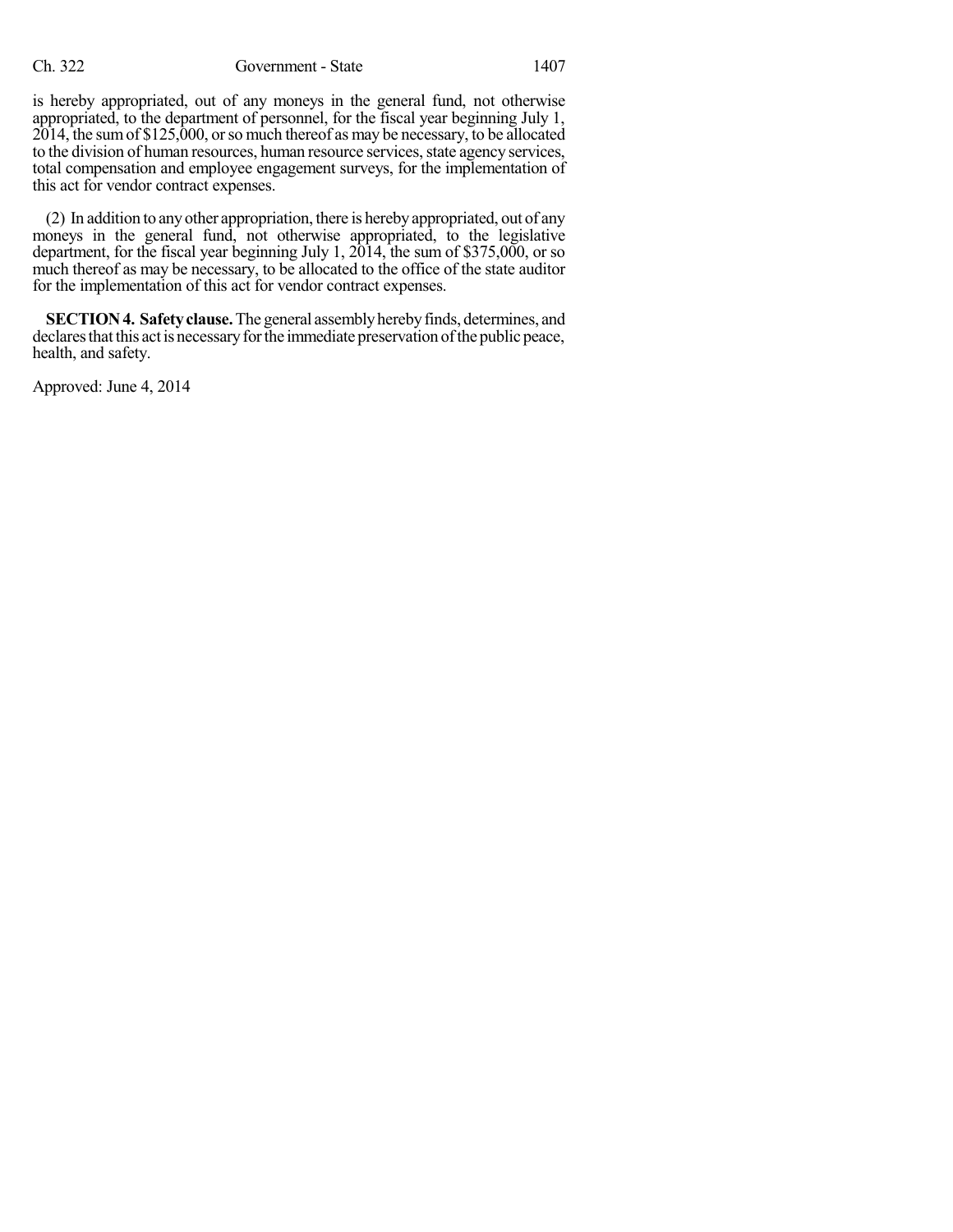is hereby appropriated, out of any moneys in the general fund, not otherwise appropriated, to the department of personnel, for the fiscal year beginning July 1, 2014, the sum of $125,000, or so much thereof as may be necessary, to be allocated to the division of human resources, human resource services, state agency services, total compensation and employee engagement surveys, for the implementation of this act for vendor contract expenses.

(2) In addition to any other appropriation, there is hereby appropriated, out of any moneys in the general fund, not otherwise appropriated, to the legislative department, for the fiscal year beginning July 1, 2014, the sum of $375,000, or so much thereof as may be necessary, to be allocated to the office of the state auditor for the implementation of this act for vendor contract expenses.

**SECTION 4. Safety clause.** The general assembly hereby finds, determines, and declares that this act is necessary for the immediate preservation of the public peace, health, and safety.

Approved: June 4, 2014